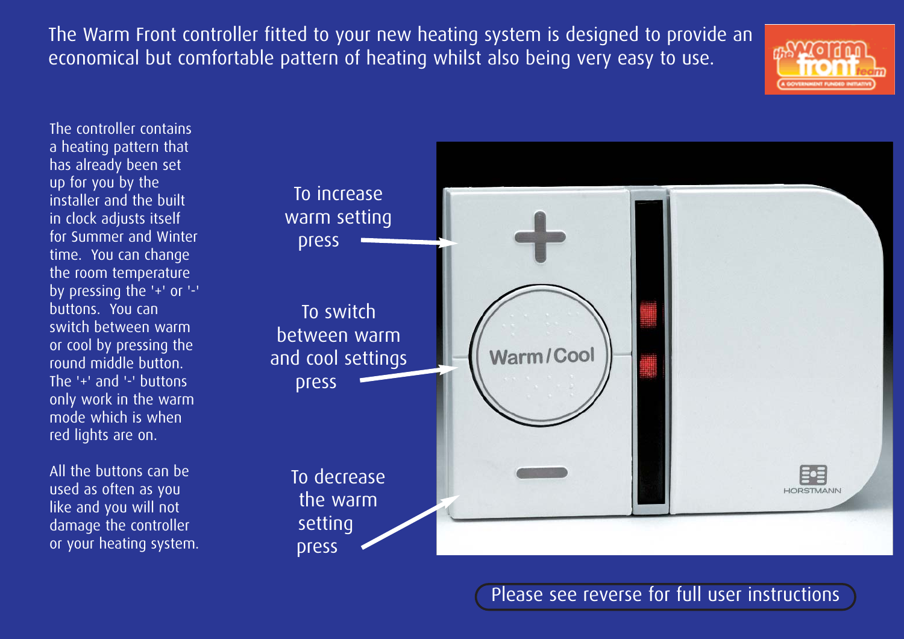The Warm Front controller fitted to your new heating system is designed to provide an economical but comfortable pattern of heating whilst also being very easy to use.

The controller contains a heating pattern that has already been set up for you by the installer and the built in clock adjusts itself for Summer and Winter time. You can change the room temperature by pressing the '+' or '-' buttons. You can switch between warm or cool by pressing the round middle button. The '+' and '-' buttons only work in the warm mode which is when red lights are on.

All the buttons can be used as often as you like and you will not damage the controller or your heating system.

To increase warm setting press

To switch between warm and cool settings press

To decrease the warm setting press

Please see reverse for full user instructions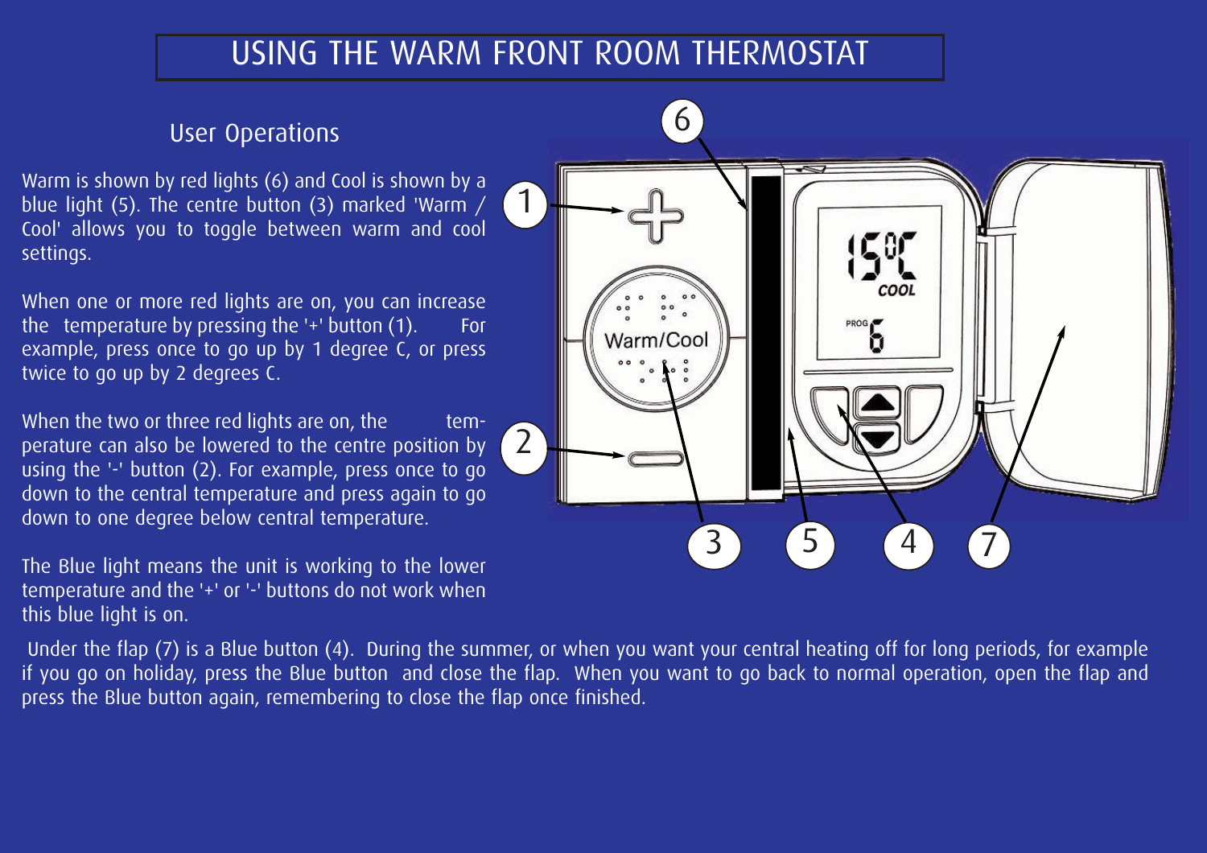# USING THE WARM FRONT ROOM THERMOSTAT

## User Operations

Warm is shown by red lights (6) and Cool is shown by a blue light (5). The centre button (3) marked 'Warm / Cool' allows you to toggle between warm and cool settings.

When one or more red lights are on, you can increase the temperature by pressing the '+' button (1). For example, press once to go up by 1 degree C, or press twice to go up by 2 degrees C.

When the two or three red lights are on, the temperature can also be lowered to the centre position by using the '-' button (2). For example, press once to go down to the central temperature and press again to go down to one degree below central temperature.

The Blue light means the unit is working to the lower temperature and the '+' or '-' buttons do not work when this blue light is on.

Under the flap (7) is a Blue button (4). During the summer, or when you want your central heating off for long periods, for example if you go on holiday, press the Blue button and close the flap. When you want to go back to normal operation, open the flap and press the Blue button again, remembering to close the flap once finished.